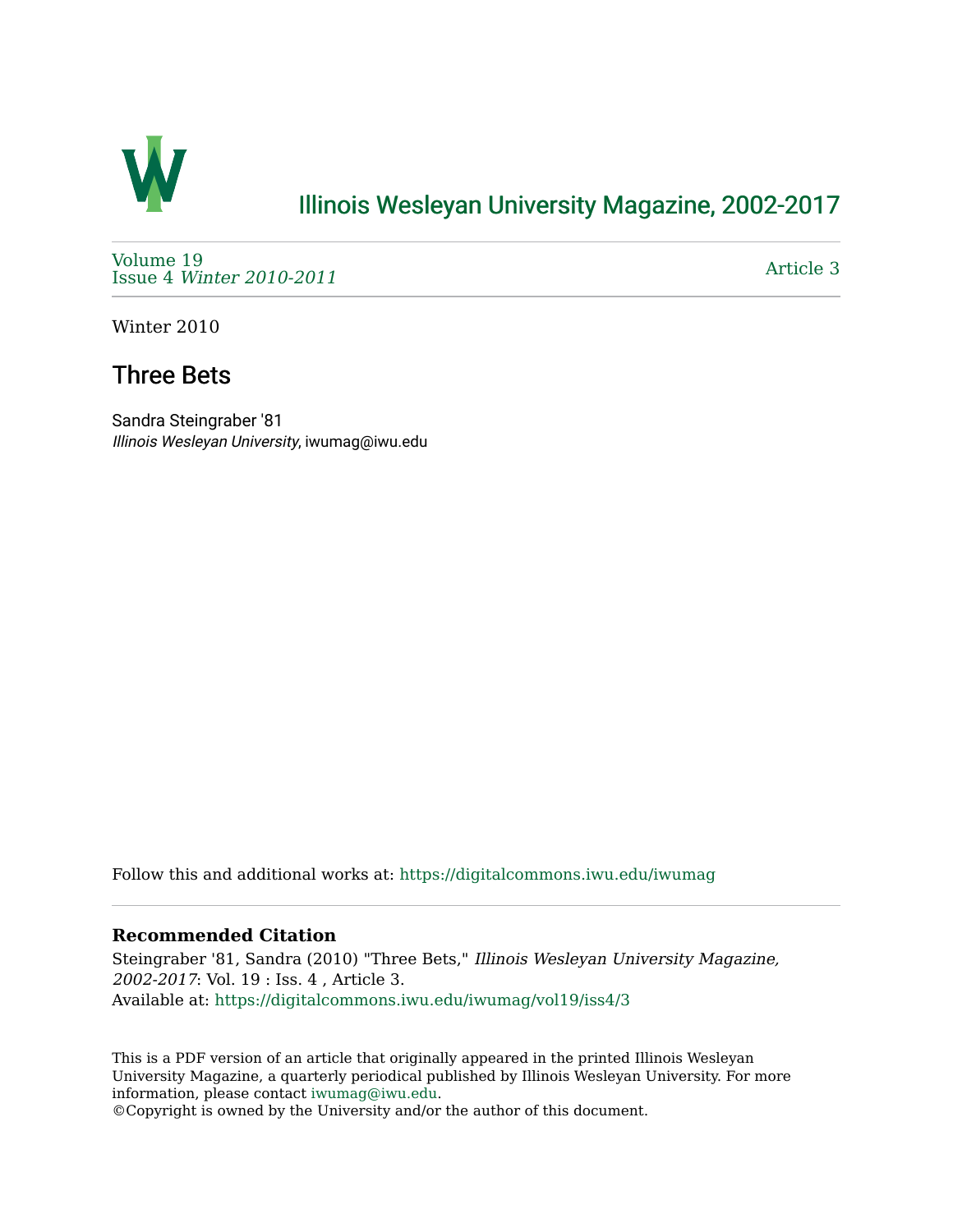Illinois Wesleyan University Magazine, 2002-2017

Volume 19
Issue 4 *Winter 2010-2011*

Article 3

Winter 2010

# Three Bets

Sandra Steingraber '81
*Illinois Wesleyan University*, iwumag@iwu.edu

Follow this and additional works at: https://digitalcommons.iwu.edu/iwumag

### Recommended Citation

Steingraber '81, Sandra (2010) "Three Bets," *Illinois Wesleyan University Magazine, 2002-2017*: Vol. 19 : Iss. 4 , Article 3.
Available at: https://digitalcommons.iwu.edu/iwumag/vol19/iss4/3

This is a PDF version of an article that originally appeared in the printed Illinois Wesleyan University Magazine, a quarterly periodical published by Illinois Wesleyan University. For more information, please contact iwumag@iwu.edu.
©Copyright is owned by the University and/or the author of this document.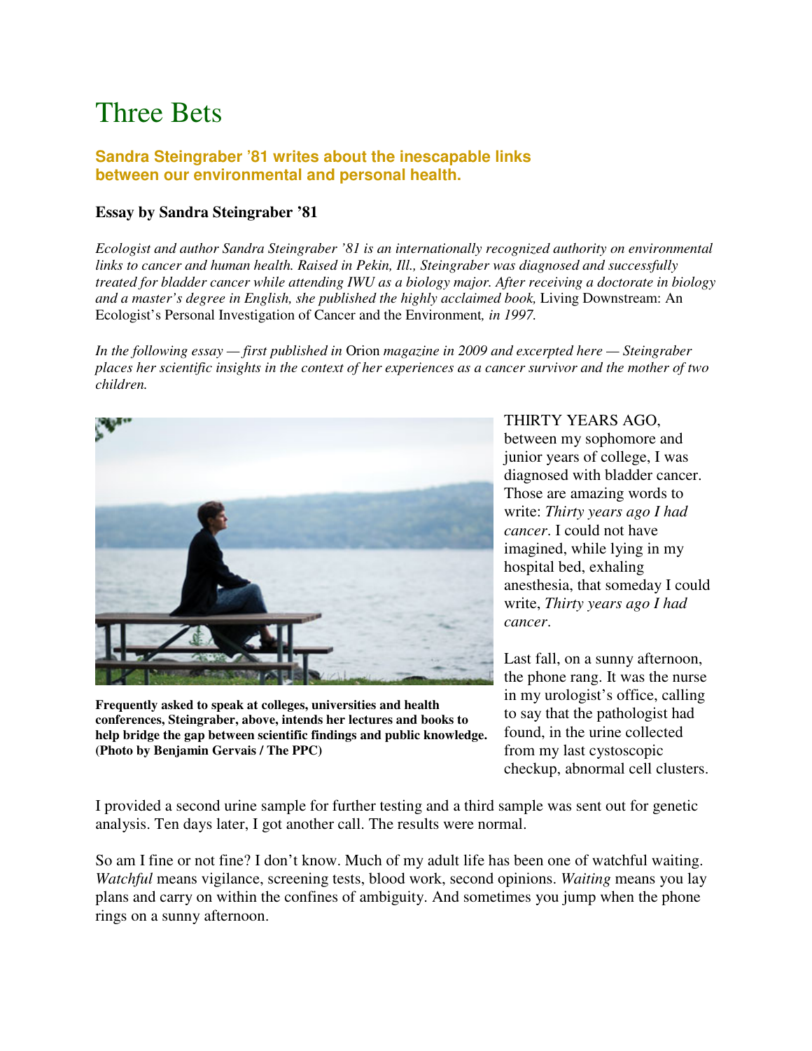# Three Bets

**Sandra Steingraber '81 writes about the inescapable links between our environmental and personal health.**

**Essay by Sandra Steingraber '81**

*Ecologist and author Sandra Steingraber '81 is an internationally recognized authority on environmental links to cancer and human health. Raised in Pekin, Ill., Steingraber was diagnosed and successfully treated for bladder cancer while attending IWU as a biology major. After receiving a doctorate in biology and a master's degree in English, she published the highly acclaimed book,* Living Downstream: An Ecologist's Personal Investigation of Cancer and the Environment*, in 1997.*

*In the following essay — first published in* Orion *magazine in 2009 and excerpted here — Steingraber places her scientific insights in the context of her experiences as a cancer survivor and the mother of two children.*

**Frequently asked to speak at colleges, universities and health conferences, Steingraber, above, intends her lectures and books to help bridge the gap between scientific findings and public knowledge. (Photo by Benjamin Gervais / The PPC)**

THIRTY YEARS AGO, between my sophomore and junior years of college, I was diagnosed with bladder cancer. Those are amazing words to write: *Thirty years ago I had cancer*. I could not have imagined, while lying in my hospital bed, exhaling anesthesia, that someday I could write, *Thirty years ago I had cancer*.

Last fall, on a sunny afternoon, the phone rang. It was the nurse in my urologist's office, calling to say that the pathologist had found, in the urine collected from my last cystoscopic checkup, abnormal cell clusters.

I provided a second urine sample for further testing and a third sample was sent out for genetic analysis. Ten days later, I got another call. The results were normal.

So am I fine or not fine? I don't know. Much of my adult life has been one of watchful waiting. *Watchful* means vigilance, screening tests, blood work, second opinions. *Waiting* means you lay plans and carry on within the confines of ambiguity. And sometimes you jump when the phone rings on a sunny afternoon.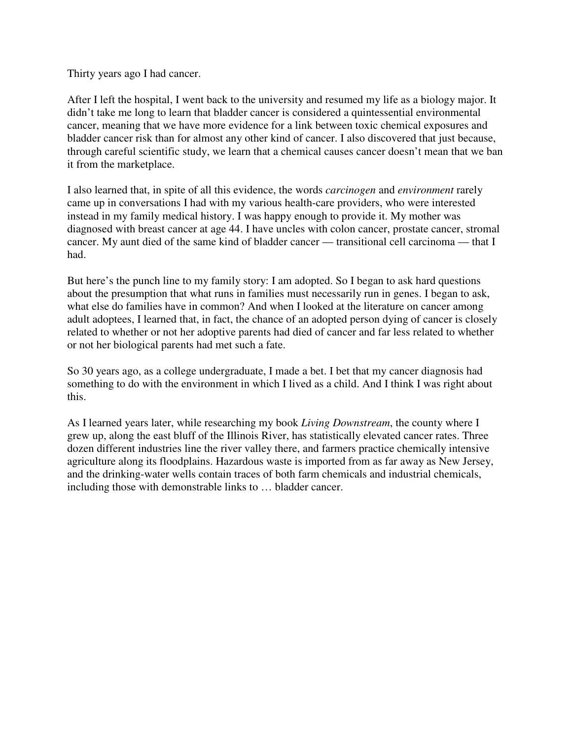Thirty years ago I had cancer.

After I left the hospital, I went back to the university and resumed my life as a biology major. It didn't take me long to learn that bladder cancer is considered a quintessential environmental cancer, meaning that we have more evidence for a link between toxic chemical exposures and bladder cancer risk than for almost any other kind of cancer. I also discovered that just because, through careful scientific study, we learn that a chemical causes cancer doesn't mean that we ban it from the marketplace.

I also learned that, in spite of all this evidence, the words *carcinogen* and *environment* rarely came up in conversations I had with my various health-care providers, who were interested instead in my family medical history. I was happy enough to provide it. My mother was diagnosed with breast cancer at age 44. I have uncles with colon cancer, prostate cancer, stromal cancer. My aunt died of the same kind of bladder cancer — transitional cell carcinoma — that I had.

But here's the punch line to my family story: I am adopted. So I began to ask hard questions about the presumption that what runs in families must necessarily run in genes. I began to ask, what else do families have in common? And when I looked at the literature on cancer among adult adoptees, I learned that, in fact, the chance of an adopted person dying of cancer is closely related to whether or not her adoptive parents had died of cancer and far less related to whether or not her biological parents had met such a fate.

So 30 years ago, as a college undergraduate, I made a bet. I bet that my cancer diagnosis had something to do with the environment in which I lived as a child. And I think I was right about this.

As I learned years later, while researching my book *Living Downstream*, the county where I grew up, along the east bluff of the Illinois River, has statistically elevated cancer rates. Three dozen different industries line the river valley there, and farmers practice chemically intensive agriculture along its floodplains. Hazardous waste is imported from as far away as New Jersey, and the drinking-water wells contain traces of both farm chemicals and industrial chemicals, including those with demonstrable links to … bladder cancer.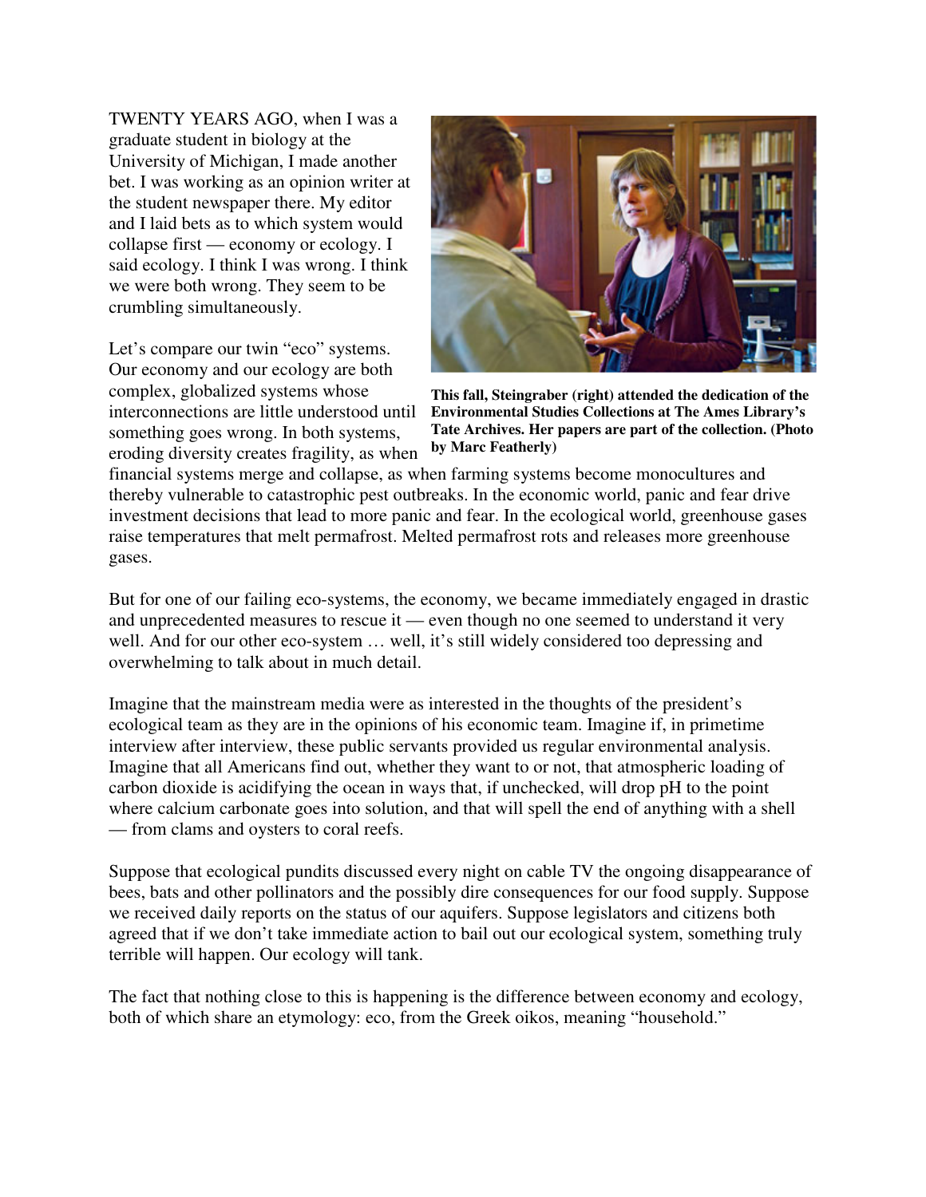TWENTY YEARS AGO, when I was a graduate student in biology at the University of Michigan, I made another bet. I was working as an opinion writer at the student newspaper there. My editor and I laid bets as to which system would collapse first — economy or ecology. I said ecology. I think I was wrong. I think we were both wrong. They seem to be crumbling simultaneously.

**This fall, Steingraber (right) attended the dedication of the Environmental Studies Collections at The Ames Library's Tate Archives. Her papers are part of the collection. (Photo by Marc Featherly)**

Let's compare our twin "eco" systems. Our economy and our ecology are both complex, globalized systems whose interconnections are little understood until something goes wrong. In both systems, eroding diversity creates fragility, as when financial systems merge and collapse, as when farming systems become monocultures and thereby vulnerable to catastrophic pest outbreaks. In the economic world, panic and fear drive investment decisions that lead to more panic and fear. In the ecological world, greenhouse gases raise temperatures that melt permafrost. Melted permafrost rots and releases more greenhouse gases.

But for one of our failing eco-systems, the economy, we became immediately engaged in drastic and unprecedented measures to rescue it — even though no one seemed to understand it very well. And for our other eco-system … well, it's still widely considered too depressing and overwhelming to talk about in much detail.

Imagine that the mainstream media were as interested in the thoughts of the president's ecological team as they are in the opinions of his economic team. Imagine if, in primetime interview after interview, these public servants provided us regular environmental analysis. Imagine that all Americans find out, whether they want to or not, that atmospheric loading of carbon dioxide is acidifying the ocean in ways that, if unchecked, will drop pH to the point where calcium carbonate goes into solution, and that will spell the end of anything with a shell — from clams and oysters to coral reefs.

Suppose that ecological pundits discussed every night on cable TV the ongoing disappearance of bees, bats and other pollinators and the possibly dire consequences for our food supply. Suppose we received daily reports on the status of our aquifers. Suppose legislators and citizens both agreed that if we don't take immediate action to bail out our ecological system, something truly terrible will happen. Our ecology will tank.

The fact that nothing close to this is happening is the difference between economy and ecology, both of which share an etymology: eco, from the Greek oikos, meaning "household."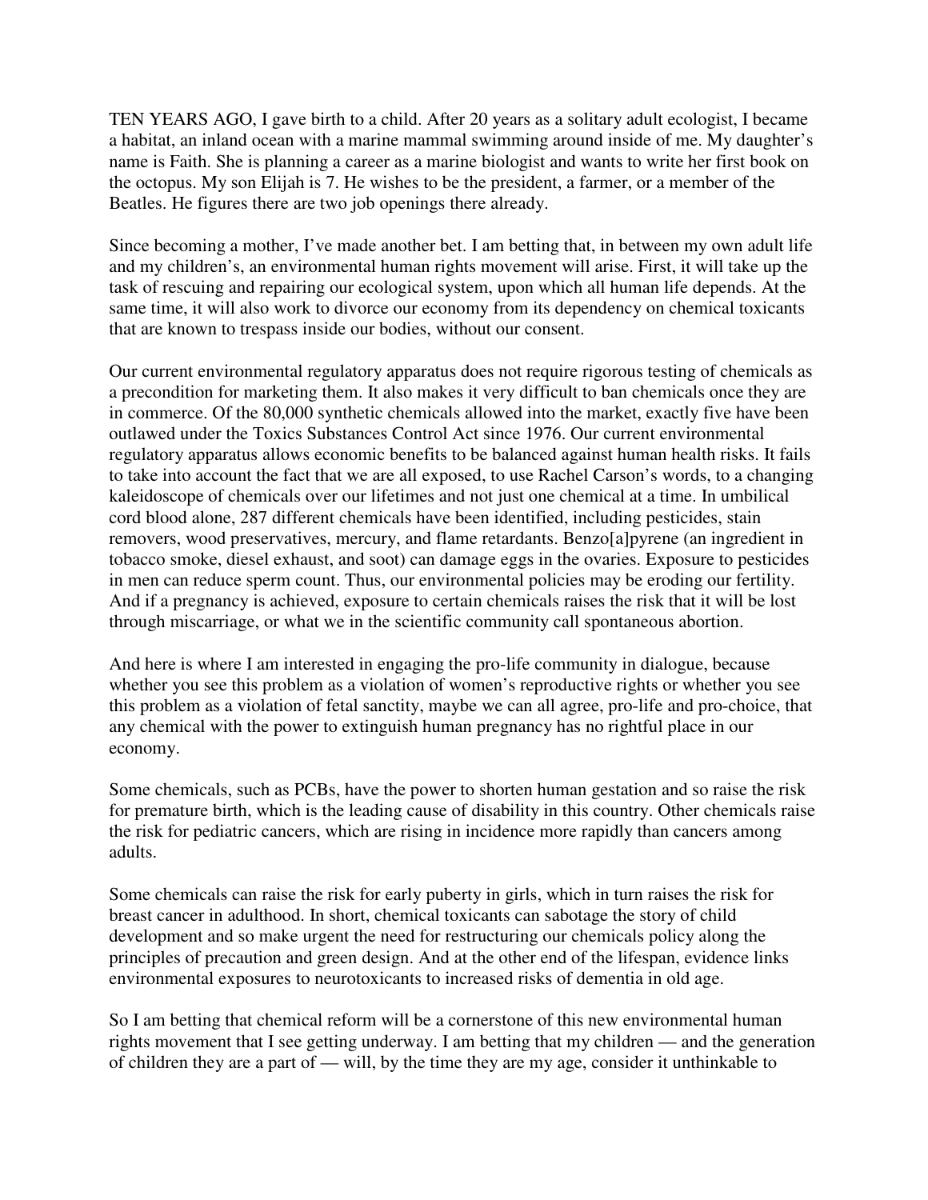TEN YEARS AGO, I gave birth to a child. After 20 years as a solitary adult ecologist, I became a habitat, an inland ocean with a marine mammal swimming around inside of me. My daughter's name is Faith. She is planning a career as a marine biologist and wants to write her first book on the octopus. My son Elijah is 7. He wishes to be the president, a farmer, or a member of the Beatles. He figures there are two job openings there already.

Since becoming a mother, I've made another bet. I am betting that, in between my own adult life and my children's, an environmental human rights movement will arise. First, it will take up the task of rescuing and repairing our ecological system, upon which all human life depends. At the same time, it will also work to divorce our economy from its dependency on chemical toxicants that are known to trespass inside our bodies, without our consent.

Our current environmental regulatory apparatus does not require rigorous testing of chemicals as a precondition for marketing them. It also makes it very difficult to ban chemicals once they are in commerce. Of the 80,000 synthetic chemicals allowed into the market, exactly five have been outlawed under the Toxics Substances Control Act since 1976. Our current environmental regulatory apparatus allows economic benefits to be balanced against human health risks. It fails to take into account the fact that we are all exposed, to use Rachel Carson's words, to a changing kaleidoscope of chemicals over our lifetimes and not just one chemical at a time. In umbilical cord blood alone, 287 different chemicals have been identified, including pesticides, stain removers, wood preservatives, mercury, and flame retardants. Benzo[a]pyrene (an ingredient in tobacco smoke, diesel exhaust, and soot) can damage eggs in the ovaries. Exposure to pesticides in men can reduce sperm count. Thus, our environmental policies may be eroding our fertility. And if a pregnancy is achieved, exposure to certain chemicals raises the risk that it will be lost through miscarriage, or what we in the scientific community call spontaneous abortion.

And here is where I am interested in engaging the pro-life community in dialogue, because whether you see this problem as a violation of women's reproductive rights or whether you see this problem as a violation of fetal sanctity, maybe we can all agree, pro-life and pro-choice, that any chemical with the power to extinguish human pregnancy has no rightful place in our economy.

Some chemicals, such as PCBs, have the power to shorten human gestation and so raise the risk for premature birth, which is the leading cause of disability in this country. Other chemicals raise the risk for pediatric cancers, which are rising in incidence more rapidly than cancers among adults.

Some chemicals can raise the risk for early puberty in girls, which in turn raises the risk for breast cancer in adulthood. In short, chemical toxicants can sabotage the story of child development and so make urgent the need for restructuring our chemicals policy along the principles of precaution and green design. And at the other end of the lifespan, evidence links environmental exposures to neurotoxicants to increased risks of dementia in old age.

So I am betting that chemical reform will be a cornerstone of this new environmental human rights movement that I see getting underway. I am betting that my children — and the generation of children they are a part of — will, by the time they are my age, consider it unthinkable to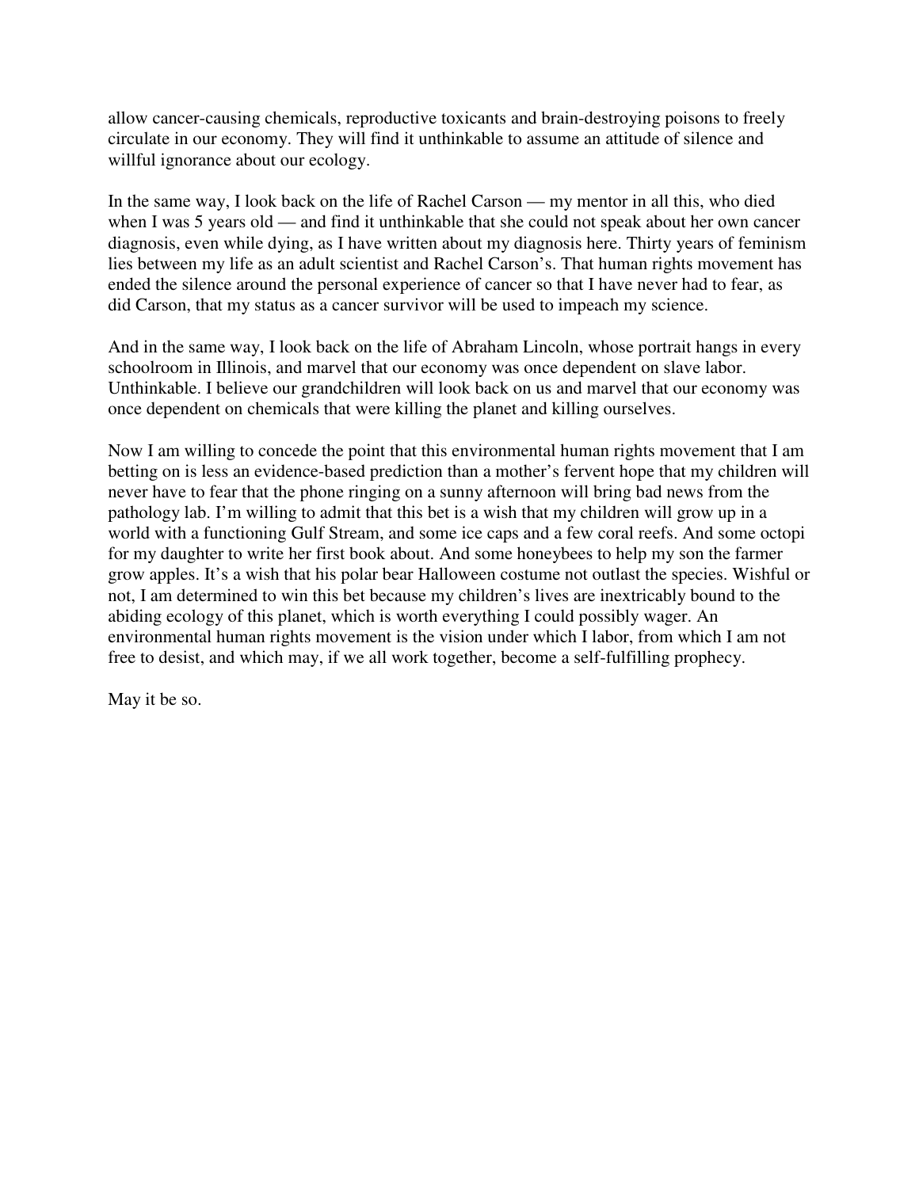allow cancer-causing chemicals, reproductive toxicants and brain-destroying poisons to freely circulate in our economy. They will find it unthinkable to assume an attitude of silence and willful ignorance about our ecology.

In the same way, I look back on the life of Rachel Carson — my mentor in all this, who died when I was 5 years old — and find it unthinkable that she could not speak about her own cancer diagnosis, even while dying, as I have written about my diagnosis here. Thirty years of feminism lies between my life as an adult scientist and Rachel Carson's. That human rights movement has ended the silence around the personal experience of cancer so that I have never had to fear, as did Carson, that my status as a cancer survivor will be used to impeach my science.

And in the same way, I look back on the life of Abraham Lincoln, whose portrait hangs in every schoolroom in Illinois, and marvel that our economy was once dependent on slave labor. Unthinkable. I believe our grandchildren will look back on us and marvel that our economy was once dependent on chemicals that were killing the planet and killing ourselves.

Now I am willing to concede the point that this environmental human rights movement that I am betting on is less an evidence-based prediction than a mother's fervent hope that my children will never have to fear that the phone ringing on a sunny afternoon will bring bad news from the pathology lab. I'm willing to admit that this bet is a wish that my children will grow up in a world with a functioning Gulf Stream, and some ice caps and a few coral reefs. And some octopi for my daughter to write her first book about. And some honeybees to help my son the farmer grow apples. It's a wish that his polar bear Halloween costume not outlast the species. Wishful or not, I am determined to win this bet because my children's lives are inextricably bound to the abiding ecology of this planet, which is worth everything I could possibly wager. An environmental human rights movement is the vision under which I labor, from which I am not free to desist, and which may, if we all work together, become a self-fulfilling prophecy.

May it be so.